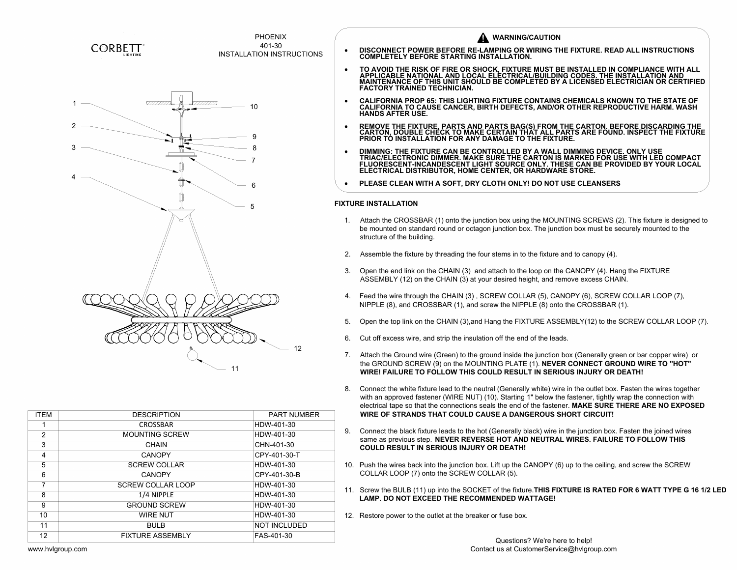CORBETT LIGHTING

PHOENIX
401-30
INSTALLATION INSTRUCTIONS

1
2
3
4
5
6
7
8
9
10
11
12

| ITEM | DESCRIPTION | PART NUMBER |
|---|---|---|
| 1 | CROSSBAR | HDW-401-30 |
| 2 | MOUNTING SCREW | HDW-401-30 |
| 3 | CHAIN | CHN-401-30 |
| 4 | CANOPY | CPY-401-30-T |
| 5 | SCREW COLLAR | HDW-401-30 |
| 6 | CANOPY | CPY-401-30-B |
| 7 | SCREW COLLAR LOOP | HDW-401-30 |
| 8 | 1/4 NIPPLE | HDW-401-30 |
| 9 | GROUND SCREW | HDW-401-30 |
| 10 | WIRE NUT | HDW-401-30 |
| 11 | BULB | NOT INCLUDED |
| 12 | FIXTURE ASSEMBLY | FAS-401-30 |

www.hvlgroup.com

## ⚠ WARNING/CAUTION

- **DISCONNECT POWER BEFORE RE-LAMPING OR WIRING THE FIXTURE. READ ALL INSTRUCTIONS COMPLETELY BEFORE STARTING INSTALLATION.**
- **TO AVOID THE RISK OF FIRE OR SHOCK, FIXTURE MUST BE INSTALLED IN COMPLIANCE WITH ALL APPLICABLE NATIONAL AND LOCAL ELECTRICAL/BUILDING CODES. THE INSTALLATION AND MAINTENANCE OF THIS UNIT SHOULD BE COMPLETED BY A LICENSED ELECTRICIAN OR CERTIFIED FACTORY TRAINED TECHNICIAN.**
- **CALIFORNIA PROP 65: THIS LIGHTING FIXTURE CONTAINS CHEMICALS KNOWN TO THE STATE OF CALIFORNIA TO CAUSE CANCER, BIRTH DEFECTS, AND/OR OTHER REPRODUCTIVE HARM. WASH HANDS AFTER USE.**
- **REMOVE THE FIXTURE, PARTS AND PARTS BAG(S) FROM THE CARTON. BEFORE DISCARDING THE CARTON, DOUBLE CHECK TO MAKE CERTAIN THAT ALL PARTS ARE FOUND. INSPECT THE FIXTURE PRIOR TO INSTALLATION FOR ANY DAMAGE TO THE FIXTURE.**
- **DIMMING: THE FIXTURE CAN BE CONTROLLED BY A WALL DIMMING DEVICE. ONLY USE TRIAC/ELECTRONIC DIMMER. MAKE SURE THE CARTON IS MARKED FOR USE WITH LED COMPACT FLUORESCENT-INCANDESCENT LIGHT SOURCE ONLY. THESE CAN BE PROVIDED BY YOUR LOCAL ELECTRICAL DISTRIBUTOR, HOME CENTER, OR HARDWARE STORE.**
- **PLEASE CLEAN WITH A SOFT, DRY CLOTH ONLY! DO NOT USE CLEANSERS**

## FIXTURE INSTALLATION

1. Attach the CROSSBAR (1) onto the junction box using the MOUNTING SCREWS (2). This fixture is designed to be mounted on standard round or octagon junction box. The junction box must be securely mounted to the structure of the building.
2. Assemble the fixture by threading the four stems in to the fixture and to canopy (4).
3. Open the end link on the CHAIN (3) and attach to the loop on the CANOPY (4). Hang the FIXTURE ASSEMBLY (12) on the CHAIN (3) at your desired height, and remove excess CHAIN.
4. Feed the wire through the CHAIN (3) , SCREW COLLAR (5), CANOPY (6), SCREW COLLAR LOOP (7), NIPPLE (8), and CROSSBAR (1), and screw the NIPPLE (8) onto the CROSSBAR (1).
5. Open the top link on the CHAIN (3),and Hang the FIXTURE ASSEMBLY(12) to the SCREW COLLAR LOOP (7).
6. Cut off excess wire, and strip the insulation off the end of the leads.
7. Attach the Ground wire (Green) to the ground inside the junction box (Generally green or bar copper wire) or the GROUND SCREW (9) on the MOUNTING PLATE (1). **NEVER CONNECT GROUND WIRE TO "HOT" WIRE! FAILURE TO FOLLOW THIS COULD RESULT IN SERIOUS INJURY OR DEATH!**
8. Connect the white fixture lead to the neutral (Generally white) wire in the outlet box. Fasten the wires together with an approved fastener (WIRE NUT) (10). Starting 1" below the fastener, tightly wrap the connection with electrical tape so that the connections seals the end of the fastener. **MAKE SURE THERE ARE NO EXPOSED WIRE OF STRANDS THAT COULD CAUSE A DANGEROUS SHORT CIRCUIT!**
9. Connect the black fixture leads to the hot (Generally black) wire in the junction box. Fasten the joined wires same as previous step. **NEVER REVERSE HOT AND NEUTRAL WIRES. FAILURE TO FOLLOW THIS COULD RESULT IN SERIOUS INJURY OR DEATH!**
10. Push the wires back into the junction box. Lift up the CANOPY (6) up to the ceiling, and screw the SCREW COLLAR LOOP (7) onto the SCREW COLLAR (5).
11. Screw the BULB (11) up into the SOCKET of the fixture.**THIS FIXTURE IS RATED FOR 6 WATT TYPE G 16 1/2 LED LAMP. DO NOT EXCEED THE RECOMMENDED WATTAGE!**
12. Restore power to the outlet at the breaker or fuse box.

Questions? We're here to help!
Contact us at CustomerService@hvlgroup.com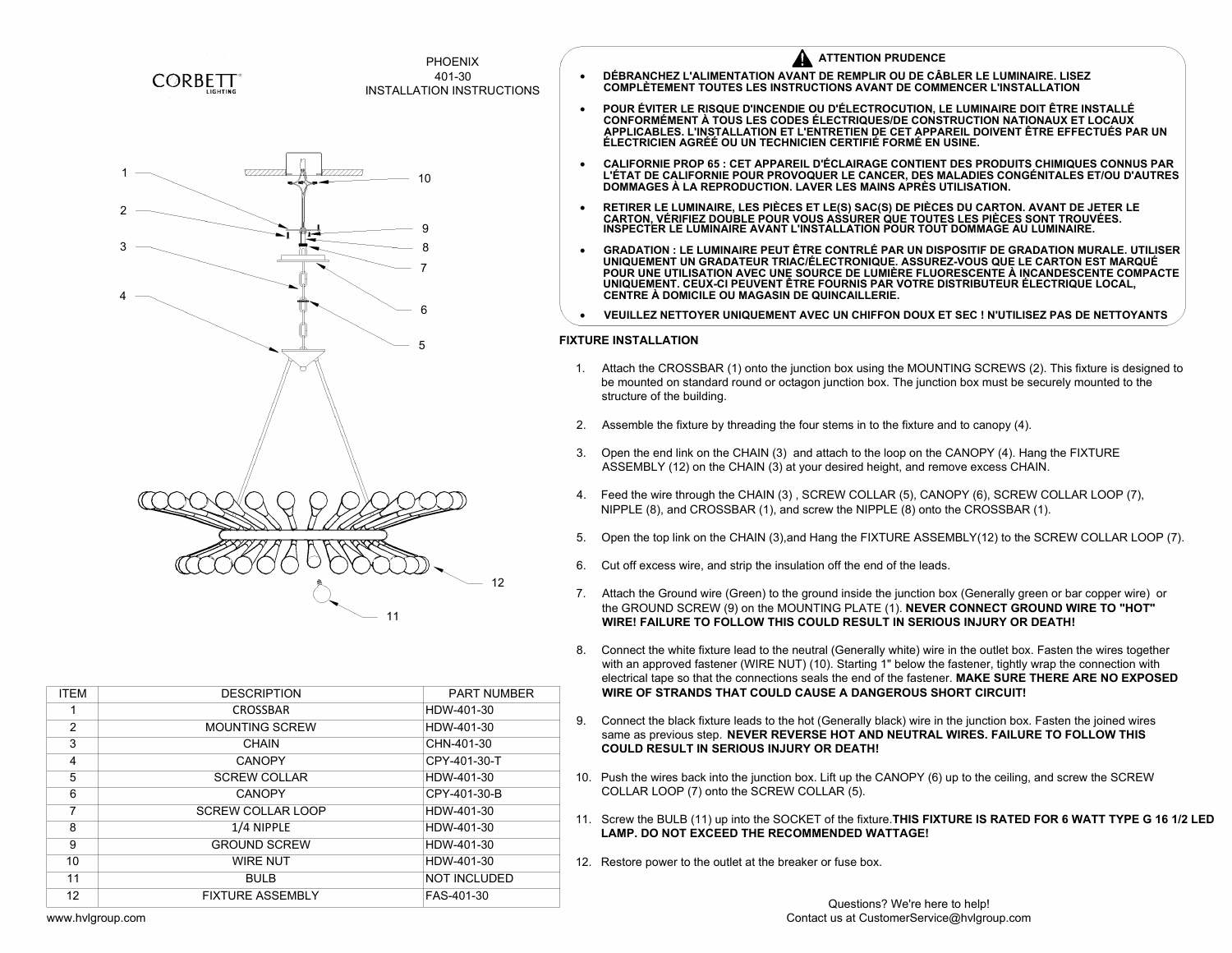CORBETT LIGHTING

PHOENIX
401-30
INSTALLATION INSTRUCTIONS

1
2
3
4
10
9
8
7
6
5
12
11

| ITEM | DESCRIPTION | PART NUMBER |
|---|---|---|
| 1 | CROSSBAR | HDW-401-30 |
| 2 | MOUNTING SCREW | HDW-401-30 |
| 3 | CHAIN | CHN-401-30 |
| 4 | CANOPY | CPY-401-30-T |
| 5 | SCREW COLLAR | HDW-401-30 |
| 6 | CANOPY | CPY-401-30-B |
| 7 | SCREW COLLAR LOOP | HDW-401-30 |
| 8 | 1/4 NIPPLE | HDW-401-30 |
| 9 | GROUND SCREW | HDW-401-30 |
| 10 | WIRE NUT | HDW-401-30 |
| 11 | BULB | NOT INCLUDED |
| 12 | FIXTURE ASSEMBLY | FAS-401-30 |

www.hvlgroup.com

**ATTENTION PRUDENCE**

- **DÉBRANCHEZ L'ALIMENTATION AVANT DE REMPLIR OU DE CÂBLER LE LUMINAIRE. LISEZ COMPLÈTEMENT TOUTES LES INSTRUCTIONS AVANT DE COMMENCER L'INSTALLATION**
- **POUR ÉVITER LE RISQUE D'INCENDIE OU D'ÉLECTROCUTION, LE LUMINAIRE DOIT ÊTRE INSTALLÉ CONFORMÉMENT À TOUS LES CODES ÉLECTRIQUES/DE CONSTRUCTION NATIONAUX ET LOCAUX APPLICABLES. L'INSTALLATION ET L'ENTRETIEN DE CET APPAREIL DOIVENT ÊTRE EFFECTUÉS PAR UN ÉLECTRICIEN AGRÉÉ OU UN TECHNICIEN CERTIFIÉ FORMÉ EN USINE.**
- **CALIFORNIE PROP 65 : CET APPAREIL D'ÉCLAIRAGE CONTIENT DES PRODUITS CHIMIQUES CONNUS PAR L'ÉTAT DE CALIFORNIE POUR PROVOQUER LE CANCER, DES MALADIES CONGÉNITALES ET/OU D'AUTRES DOMMAGES À LA REPRODUCTION. LAVER LES MAINS APRÈS UTILISATION.**
- **RETIRER LE LUMINAIRE, LES PIÈCES ET LE(S) SAC(S) DE PIÈCES DU CARTON. AVANT DE JETER LE CARTON, VÉRIFIEZ DOUBLE POUR VOUS ASSURER QUE TOUTES LES PIÈCES SONT TROUVÉES. INSPECTER LE LUMINAIRE AVANT L'INSTALLATION POUR TOUT DOMMAGE AU LUMINAIRE.**
- **GRADATION : LE LUMINAIRE PEUT ÊTRE CONTRLÉ PAR UN DISPOSITIF DE GRADATION MURALE. UTILISER UNIQUEMENT UN GRADATEUR TRIAC/ÉLECTRONIQUE. ASSUREZ-VOUS QUE LE CARTON EST MARQUÉ POUR UNE UTILISATION AVEC UNE SOURCE DE LUMIÈRE FLUORESCENTE À INCANDESCENTE COMPACTE UNIQUEMENT. CEUX-CI PEUVENT ÊTRE FOURNIS PAR VOTRE DISTRIBUTEUR ÉLECTRIQUE LOCAL, CENTRE À DOMICILE OU MAGASIN DE QUINCAILLERIE.**
- **VEUILLEZ NETTOYER UNIQUEMENT AVEC UN CHIFFON DOUX ET SEC ! N'UTILISEZ PAS DE NETTOYANTS**

**FIXTURE INSTALLATION**

1. Attach the CROSSBAR (1) onto the junction box using the MOUNTING SCREWS (2). This fixture is designed to be mounted on standard round or octagon junction box. The junction box must be securely mounted to the structure of the building.
2. Assemble the fixture by threading the four stems in to the fixture and to canopy (4).
3. Open the end link on the CHAIN (3) and attach to the loop on the CANOPY (4). Hang the FIXTURE ASSEMBLY (12) on the CHAIN (3) at your desired height, and remove excess CHAIN.
4. Feed the wire through the CHAIN (3) , SCREW COLLAR (5), CANOPY (6), SCREW COLLAR LOOP (7), NIPPLE (8), and CROSSBAR (1), and screw the NIPPLE (8) onto the CROSSBAR (1).
5. Open the top link on the CHAIN (3),and Hang the FIXTURE ASSEMBLY(12) to the SCREW COLLAR LOOP (7).
6. Cut off excess wire, and strip the insulation off the end of the leads.
7. Attach the Ground wire (Green) to the ground inside the junction box (Generally green or bar copper wire) or the GROUND SCREW (9) on the MOUNTING PLATE (1). **NEVER CONNECT GROUND WIRE TO "HOT" WIRE! FAILURE TO FOLLOW THIS COULD RESULT IN SERIOUS INJURY OR DEATH!**
8. Connect the white fixture lead to the neutral (Generally white) wire in the outlet box. Fasten the wires together with an approved fastener (WIRE NUT) (10). Starting 1" below the fastener, tightly wrap the connection with electrical tape so that the connections seals the end of the fastener. **MAKE SURE THERE ARE NO EXPOSED WIRE OF STRANDS THAT COULD CAUSE A DANGEROUS SHORT CIRCUIT!**
9. Connect the black fixture leads to the hot (Generally black) wire in the junction box. Fasten the joined wires same as previous step. **NEVER REVERSE HOT AND NEUTRAL WIRES. FAILURE TO FOLLOW THIS COULD RESULT IN SERIOUS INJURY OR DEATH!**
10. Push the wires back into the junction box. Lift up the CANOPY (6) up to the ceiling, and screw the SCREW COLLAR LOOP (7) onto the SCREW COLLAR (5).
11. Screw the BULB (11) up into the SOCKET of the fixture.**THIS FIXTURE IS RATED FOR 6 WATT TYPE G 16 1/2 LED LAMP. DO NOT EXCEED THE RECOMMENDED WATTAGE!**
12. Restore power to the outlet at the breaker or fuse box.

Questions? We're here to help!
Contact us at CustomerService@hvlgroup.com